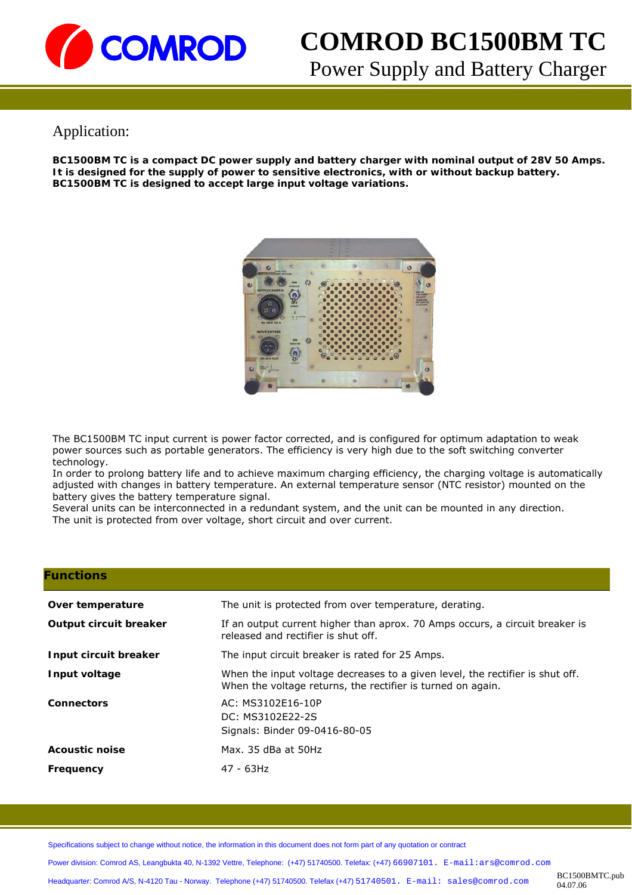# COMROD BC1500BM TC

## Power Supply and Battery Charger

## Application:

**BC1500BM TC is a compact DC power supply and battery charger with nominal output of 28V 50 Amps. It is designed for the supply of power to sensitive electronics, with or without backup battery. BC1500BM TC is designed to accept large input voltage variations.**

The BC1500BM TC input current is power factor corrected, and is configured for optimum adaptation to weak power sources such as portable generators. The efficiency is very high due to the soft switching converter technology.
In order to prolong battery life and to achieve maximum charging efficiency, the charging voltage is automatically adjusted with changes in battery temperature. An external temperature sensor (NTC resistor) mounted on the battery gives the battery temperature signal.
Several units can be interconnected in a redundant system, and the unit can be mounted in any direction.
The unit is protected from over voltage, short circuit and over current.

## Functions

| | |
|---|---|
| **Over temperature** | The unit is protected from over temperature, derating. |
| **Output circuit breaker** | If an output current higher than aprox. 70 Amps occurs, a circuit breaker is released and rectifier is shut off. |
| **Input circuit breaker** | The input circuit breaker is rated for 25 Amps. |
| **Input voltage** | When the input voltage decreases to a given level, the rectifier is shut off. When the voltage returns, the rectifier is turned on again. |
| **Connectors** | AC: MS3102E16-10P<br>DC: MS3102E22-2S<br>Signals: Binder 09-0416-80-05 |
| **Acoustic noise** | Max. 35 dBa at 50Hz |
| **Frequency** | 47 - 63Hz |

Specifications subject to change without notice, the information in this document does not form part of any quotation or contract

Power division: Comrod AS, Leangbukta 40, N-1392 Vettre, Telephone: (+47) 51740500. Telefax: (+47) 66907101. E-mail:ars@comrod.com

Headquarter: Comrod A/S, N-4120 Tau - Norway. Telephone (+47) 51740500. Telefax (+47) 51740501. E-mail: sales@comrod.com

BC1500BMTC.pub
04.07.06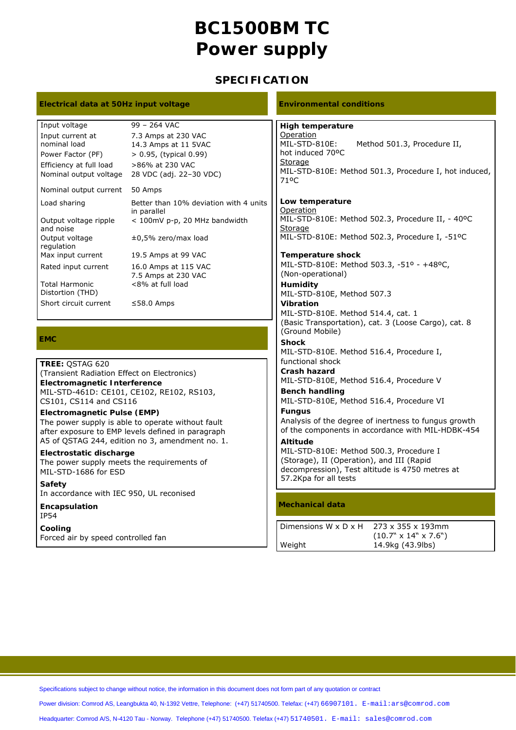# BC1500BM TC Power supply

## SPECIFICATION

### Electrical data at 50Hz input voltage

| | |
|---|---|
| Input voltage | 99 – 264 VAC |
| Input current at nominal load | 7.3 Amps at 230 VAC<br>14.3 Amps at 11 5VAC |
| Power Factor (PF) | > 0.95, (typical 0.99) |
| Efficiency at full load | >86% at 230 VAC |
| Nominal output voltage | 28 VDC (adj. 22–30 VDC) |
| Nominal output current | 50 Amps |
| Load sharing | Better than 10% deviation with 4 units in parallel |
| Output voltage ripple and noise | < 100mV p-p, 20 MHz bandwidth |
| Output voltage regulation | ±0,5% zero/max load |
| Max input current | 19.5 Amps at 99 VAC |
| Rated input current | 16.0 Amps at 115 VAC<br>7.5 Amps at 230 VAC |
| Total Harmonic Distortion (THD) | <8% at full load |
| Short circuit current | ≤58.0 Amps |

### EMC

**TREE:** QSTAG 620
(Transient Radiation Effect on Electronics)

**Electromagnetic Interference**
MIL-STD-461D: CE101, CE102, RE102, RS103, CS101, CS114 and CS116

**Electromagnetic Pulse (EMP)**
The power supply is able to operate without fault after exposure to EMP levels defined in paragraph A5 of QSTAG 244, edition no 3, amendment no. 1.

**Electrostatic discharge**
The power supply meets the requirements of MIL-STD-1686 for ESD

**Safety**
In accordance with IEC 950, UL reconised

**Encapsulation**
IP54

**Cooling**
Forced air by speed controlled fan

### Environmental conditions

**High temperature**
Operation
MIL-STD-810E: Method 501.3, Procedure II, hot induced 70ºC
Storage
MIL-STD-810E: Method 501.3, Procedure I, hot induced, 71ºC

**Low temperature**
Operation
MIL-STD-810E: Method 502.3, Procedure II, - 40ºC
Storage
MIL-STD-810E: Method 502.3, Procedure I, -51ºC

**Temperature shock**
MIL-STD-810E: Method 503.3, -51º - +48ºC, (Non-operational)

**Humidity**
MIL-STD-810E, Method 507.3

**Vibration**
MIL-STD-810E. Method 514.4, cat. 1 (Basic Transportation), cat. 3 (Loose Cargo), cat. 8 (Ground Mobile)

**Shock**
MIL-STD-810E. Method 516.4, Procedure I, functional shock

**Crash hazard**
MIL-STD-810E, Method 516.4, Procedure V

**Bench handling**
MIL-STD-810E, Method 516.4, Procedure VI

**Fungus**
Analysis of the degree of inertness to fungus growth of the components in accordance with MIL-HDBK-454

**Altitude**
MIL-STD-810E: Method 500.3, Procedure I (Storage), II (Operation), and III (Rapid decompression), Test altitude is 4750 metres at 57.2Kpa for all tests

### Mechanical data

| | |
|---|---|
| Dimensions W x D x H | 273 x 355 x 193mm<br>(10.7" x 14" x 7.6") |
| Weight | 14.9kg (43.9lbs) |

Specifications subject to change without notice, the information in this document does not form part of any quotation or contract

Power division: Comrod AS, Leangbukta 40, N-1392 Vettre, Telephone: (+47) 51740500. Telefax: (+47) 66907101. E-mail:ars@comrod.com

Headquarter: Comrod A/S, N-4120 Tau - Norway. Telephone (+47) 51740500. Telefax (+47) 51740501. E-mail: sales@comrod.com